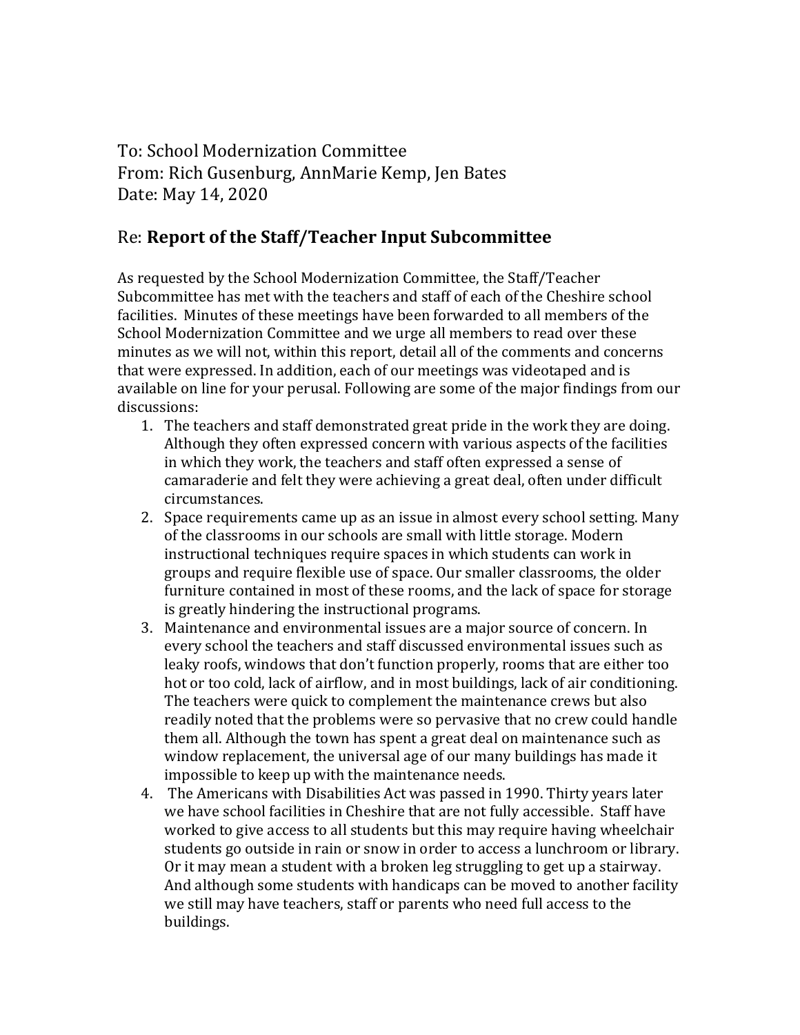To: School Modernization Committee
From: Rich Gusenburg, AnnMarie Kemp, Jen Bates
Date: May 14, 2020

Re: **Report of the Staff/Teacher Input Subcommittee**

As requested by the School Modernization Committee, the Staff/Teacher Subcommittee has met with the teachers and staff of each of the Cheshire school facilities. Minutes of these meetings have been forwarded to all members of the School Modernization Committee and we urge all members to read over these minutes as we will not, within this report, detail all of the comments and concerns that were expressed. In addition, each of our meetings was videotaped and is available on line for your perusal. Following are some of the major findings from our discussions:

1. The teachers and staff demonstrated great pride in the work they are doing. Although they often expressed concern with various aspects of the facilities in which they work, the teachers and staff often expressed a sense of camaraderie and felt they were achieving a great deal, often under difficult circumstances.
2. Space requirements came up as an issue in almost every school setting. Many of the classrooms in our schools are small with little storage. Modern instructional techniques require spaces in which students can work in groups and require flexible use of space. Our smaller classrooms, the older furniture contained in most of these rooms, and the lack of space for storage is greatly hindering the instructional programs.
3. Maintenance and environmental issues are a major source of concern. In every school the teachers and staff discussed environmental issues such as leaky roofs, windows that don't function properly, rooms that are either too hot or too cold, lack of airflow, and in most buildings, lack of air conditioning. The teachers were quick to complement the maintenance crews but also readily noted that the problems were so pervasive that no crew could handle them all. Although the town has spent a great deal on maintenance such as window replacement, the universal age of our many buildings has made it impossible to keep up with the maintenance needs.
4. The Americans with Disabilities Act was passed in 1990. Thirty years later we have school facilities in Cheshire that are not fully accessible. Staff have worked to give access to all students but this may require having wheelchair students go outside in rain or snow in order to access a lunchroom or library. Or it may mean a student with a broken leg struggling to get up a stairway. And although some students with handicaps can be moved to another facility we still may have teachers, staff or parents who need full access to the buildings.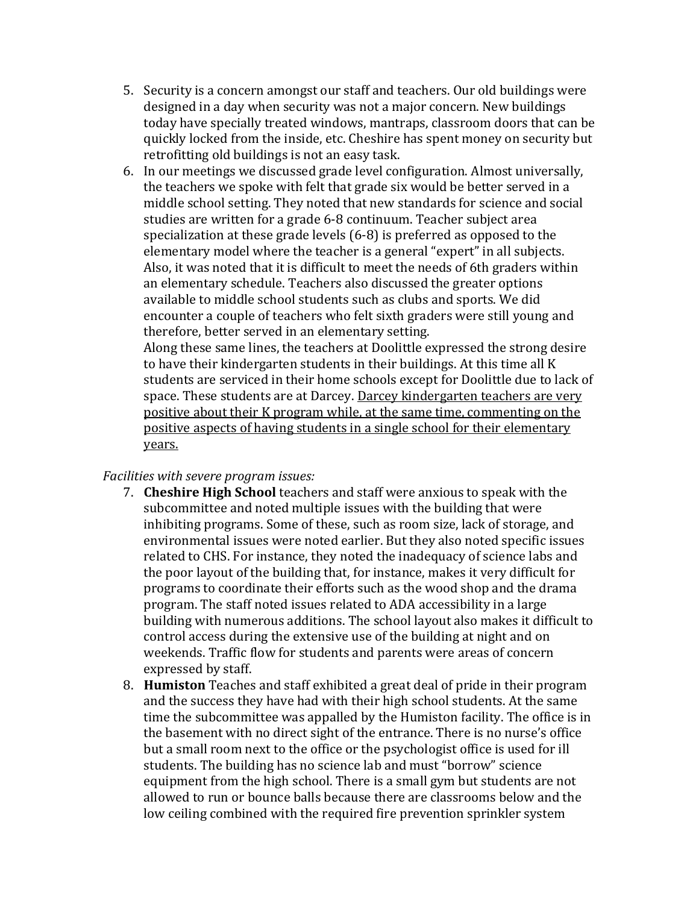5. Security is a concern amongst our staff and teachers. Our old buildings were designed in a day when security was not a major concern. New buildings today have specially treated windows, mantraps, classroom doors that can be quickly locked from the inside, etc. Cheshire has spent money on security but retrofitting old buildings is not an easy task.
6. In our meetings we discussed grade level configuration. Almost universally, the teachers we spoke with felt that grade six would be better served in a middle school setting. They noted that new standards for science and social studies are written for a grade 6-8 continuum. Teacher subject area specialization at these grade levels (6-8) is preferred as opposed to the elementary model where the teacher is a general "expert" in all subjects. Also, it was noted that it is difficult to meet the needs of 6th graders within an elementary schedule. Teachers also discussed the greater options available to middle school students such as clubs and sports. We did encounter a couple of teachers who felt sixth graders were still young and therefore, better served in an elementary setting.
   Along these same lines, the teachers at Doolittle expressed the strong desire to have their kindergarten students in their buildings. At this time all K students are serviced in their home schools except for Doolittle due to lack of space. These students are at Darcey. <u>Darcey kindergarten teachers are very positive about their K program while, at the same time, commenting on the positive aspects of having students in a single school for their elementary years.</u>

*Facilities with severe program issues:*

7. **Cheshire High School** teachers and staff were anxious to speak with the subcommittee and noted multiple issues with the building that were inhibiting programs. Some of these, such as room size, lack of storage, and environmental issues were noted earlier. But they also noted specific issues related to CHS. For instance, they noted the inadequacy of science labs and the poor layout of the building that, for instance, makes it very difficult for programs to coordinate their efforts such as the wood shop and the drama program. The staff noted issues related to ADA accessibility in a large building with numerous additions. The school layout also makes it difficult to control access during the extensive use of the building at night and on weekends. Traffic flow for students and parents were areas of concern expressed by staff.
8. **Humiston** Teaches and staff exhibited a great deal of pride in their program and the success they have had with their high school students. At the same time the subcommittee was appalled by the Humiston facility. The office is in the basement with no direct sight of the entrance. There is no nurse's office but a small room next to the office or the psychologist office is used for ill students. The building has no science lab and must "borrow" science equipment from the high school. There is a small gym but students are not allowed to run or bounce balls because there are classrooms below and the low ceiling combined with the required fire prevention sprinkler system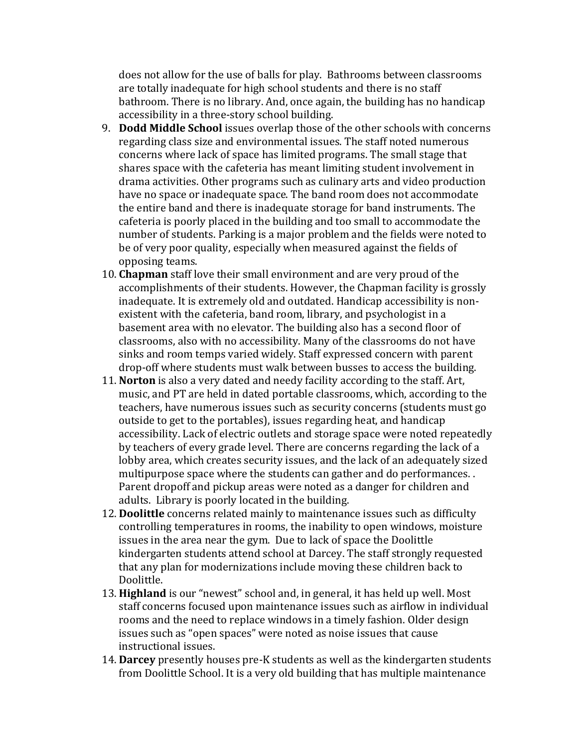does not allow for the use of balls for play. Bathrooms between classrooms are totally inadequate for high school students and there is no staff bathroom. There is no library. And, once again, the building has no handicap accessibility in a three-story school building.

9. **Dodd Middle School** issues overlap those of the other schools with concerns regarding class size and environmental issues. The staff noted numerous concerns where lack of space has limited programs. The small stage that shares space with the cafeteria has meant limiting student involvement in drama activities. Other programs such as culinary arts and video production have no space or inadequate space. The band room does not accommodate the entire band and there is inadequate storage for band instruments. The cafeteria is poorly placed in the building and too small to accommodate the number of students. Parking is a major problem and the fields were noted to be of very poor quality, especially when measured against the fields of opposing teams.
10. **Chapman** staff love their small environment and are very proud of the accomplishments of their students. However, the Chapman facility is grossly inadequate. It is extremely old and outdated. Handicap accessibility is non-existent with the cafeteria, band room, library, and psychologist in a basement area with no elevator. The building also has a second floor of classrooms, also with no accessibility. Many of the classrooms do not have sinks and room temps varied widely. Staff expressed concern with parent drop-off where students must walk between busses to access the building.
11. **Norton** is also a very dated and needy facility according to the staff. Art, music, and PT are held in dated portable classrooms, which, according to the teachers, have numerous issues such as security concerns (students must go outside to get to the portables), issues regarding heat, and handicap accessibility. Lack of electric outlets and storage space were noted repeatedly by teachers of every grade level. There are concerns regarding the lack of a lobby area, which creates security issues, and the lack of an adequately sized multipurpose space where the students can gather and do performances. . Parent dropoff and pickup areas were noted as a danger for children and adults. Library is poorly located in the building.
12. **Doolittle** concerns related mainly to maintenance issues such as difficulty controlling temperatures in rooms, the inability to open windows, moisture issues in the area near the gym. Due to lack of space the Doolittle kindergarten students attend school at Darcey. The staff strongly requested that any plan for modernizations include moving these children back to Doolittle.
13. **Highland** is our "newest" school and, in general, it has held up well. Most staff concerns focused upon maintenance issues such as airflow in individual rooms and the need to replace windows in a timely fashion. Older design issues such as "open spaces" were noted as noise issues that cause instructional issues.
14. **Darcey** presently houses pre-K students as well as the kindergarten students from Doolittle School. It is a very old building that has multiple maintenance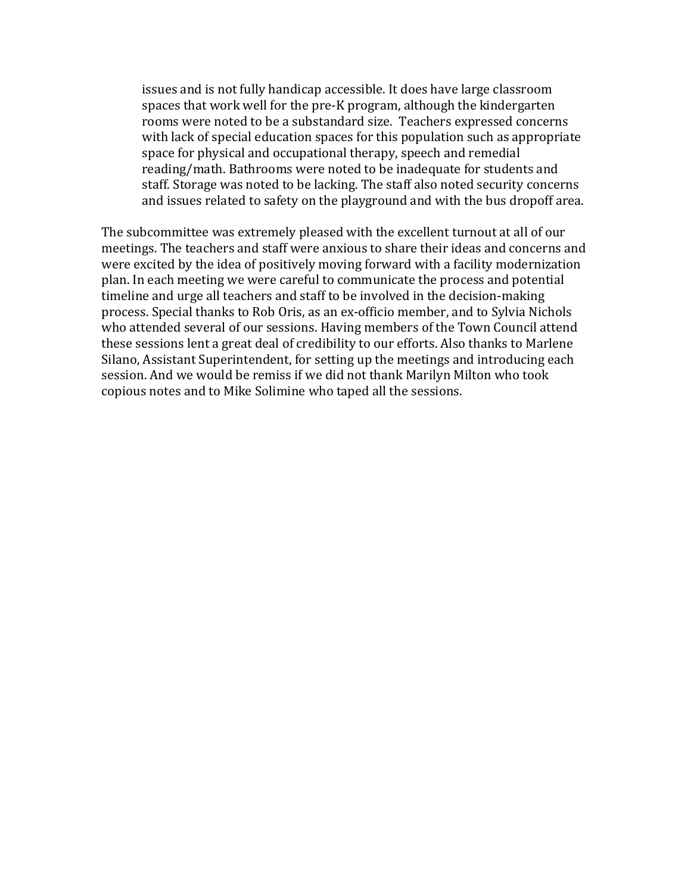issues and is not fully handicap accessible. It does have large classroom spaces that work well for the pre-K program, although the kindergarten rooms were noted to be a substandard size. Teachers expressed concerns with lack of special education spaces for this population such as appropriate space for physical and occupational therapy, speech and remedial reading/math. Bathrooms were noted to be inadequate for students and staff. Storage was noted to be lacking. The staff also noted security concerns and issues related to safety on the playground and with the bus dropoff area.

The subcommittee was extremely pleased with the excellent turnout at all of our meetings. The teachers and staff were anxious to share their ideas and concerns and were excited by the idea of positively moving forward with a facility modernization plan. In each meeting we were careful to communicate the process and potential timeline and urge all teachers and staff to be involved in the decision-making process. Special thanks to Rob Oris, as an ex-officio member, and to Sylvia Nichols who attended several of our sessions. Having members of the Town Council attend these sessions lent a great deal of credibility to our efforts. Also thanks to Marlene Silano, Assistant Superintendent, for setting up the meetings and introducing each session. And we would be remiss if we did not thank Marilyn Milton who took copious notes and to Mike Solimine who taped all the sessions.